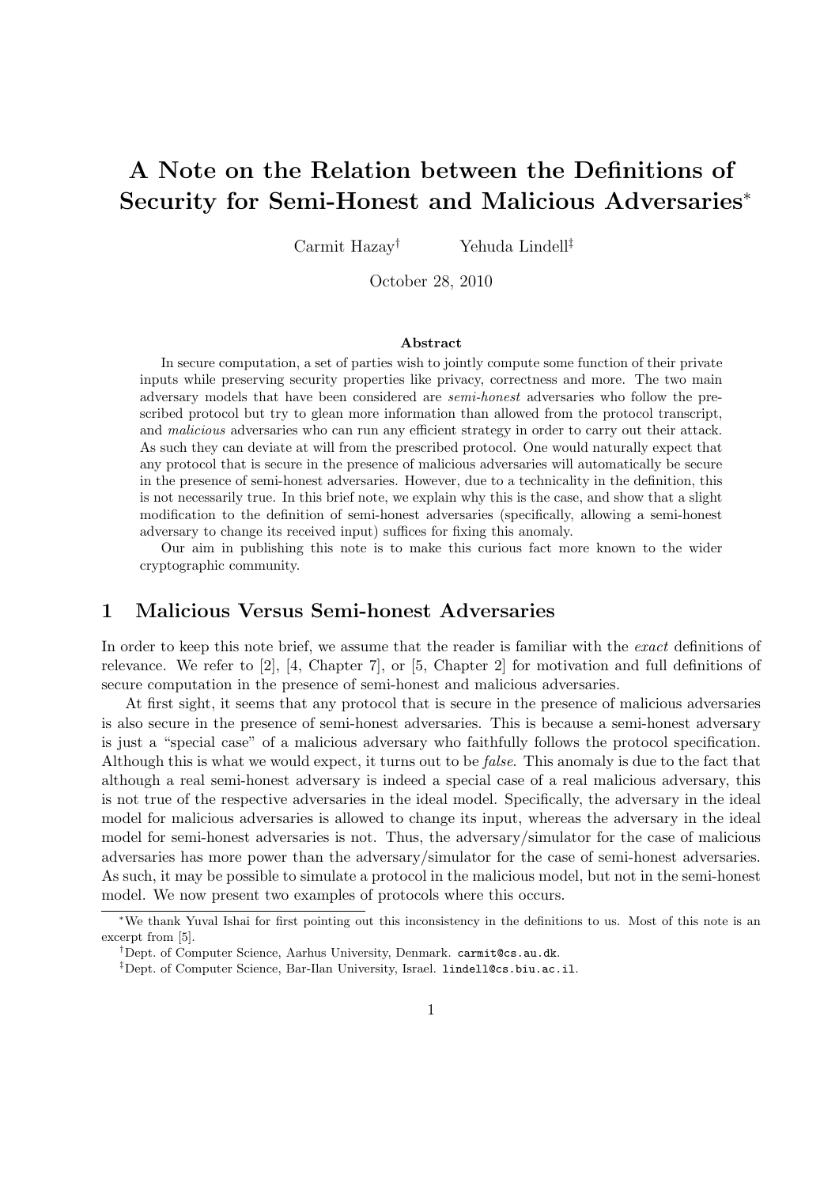# A Note on the Relation between the Definitions of Security for Semi-Honest and Malicious Adversaries*

Carmit Hazay[†] Yehuda Lindell[‡]

October 28, 2010

### Abstract

In secure computation, a set of parties wish to jointly compute some function of their private inputs while preserving security properties like privacy, correctness and more. The two main adversary models that have been considered are *semi-honest* adversaries who follow the prescribed protocol but try to glean more information than allowed from the protocol transcript, and *malicious* adversaries who can run any efficient strategy in order to carry out their attack. As such they can deviate at will from the prescribed protocol. One would naturally expect that any protocol that is secure in the presence of malicious adversaries will automatically be secure in the presence of semi-honest adversaries. However, due to a technicality in the definition, this is not necessarily true. In this brief note, we explain why this is the case, and show that a slight modification to the definition of semi-honest adversaries (specifically, allowing a semi-honest adversary to change its received input) suffices for fixing this anomaly.

Our aim in publishing this note is to make this curious fact more known to the wider cryptographic community.

## 1 Malicious Versus Semi-honest Adversaries

In order to keep this note brief, we assume that the reader is familiar with the *exact* definitions of relevance. We refer to [2], [4, Chapter 7], or [5, Chapter 2] for motivation and full definitions of secure computation in the presence of semi-honest and malicious adversaries.

At first sight, it seems that any protocol that is secure in the presence of malicious adversaries is also secure in the presence of semi-honest adversaries. This is because a semi-honest adversary is just a "special case" of a malicious adversary who faithfully follows the protocol specification. Although this is what we would expect, it turns out to be *false*. This anomaly is due to the fact that although a real semi-honest adversary is indeed a special case of a real malicious adversary, this is not true of the respective adversaries in the ideal model. Specifically, the adversary in the ideal model for malicious adversaries is allowed to change its input, whereas the adversary in the ideal model for semi-honest adversaries is not. Thus, the adversary/simulator for the case of malicious adversaries has more power than the adversary/simulator for the case of semi-honest adversaries. As such, it may be possible to simulate a protocol in the malicious model, but not in the semi-honest model. We now present two examples of protocols where this occurs.

---

*We thank Yuval Ishai for first pointing out this inconsistency in the definitions to us. Most of this note is an excerpt from [5].

[†]Dept. of Computer Science, Aarhus University, Denmark. carmit@cs.au.dk.

[‡]Dept. of Computer Science, Bar-Ilan University, Israel. lindell@cs.biu.ac.il.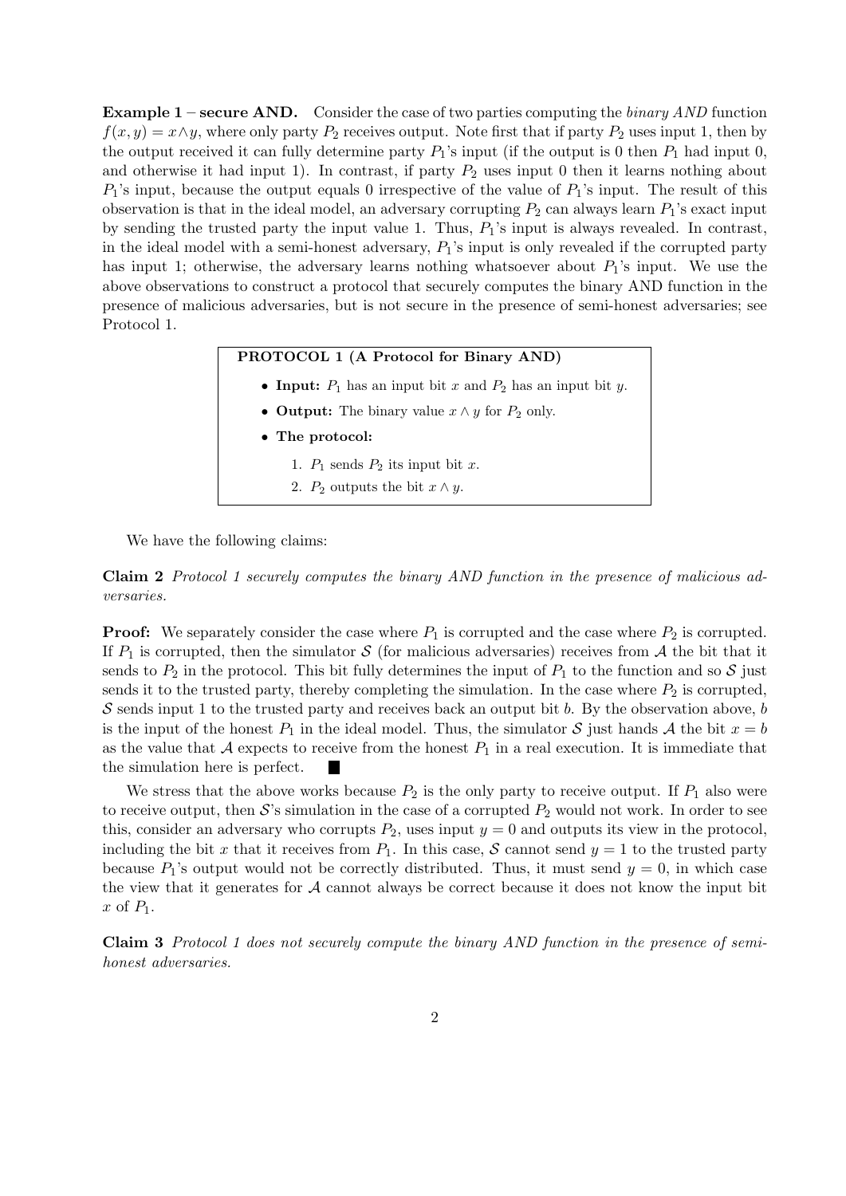**Example 1 – secure AND.** Consider the case of two parties computing the *binary AND* function $f(x, y) = x \wedge y$, where only party $P_2$ receives output. Note first that if party $P_2$ uses input 1, then by the output received it can fully determine party $P_1$'s input (if the output is 0 then $P_1$ had input 0, and otherwise it had input 1). In contrast, if party $P_2$ uses input 0 then it learns nothing about $P_1$'s input, because the output equals 0 irrespective of the value of $P_1$'s input. The result of this observation is that in the ideal model, an adversary corrupting $P_2$ can always learn $P_1$'s exact input by sending the trusted party the input value 1. Thus, $P_1$'s input is always revealed. In contrast, in the ideal model with a semi-honest adversary, $P_1$'s input is only revealed if the corrupted party has input 1; otherwise, the adversary learns nothing whatsoever about $P_1$'s input. We use the above observations to construct a protocol that securely computes the binary AND function in the presence of malicious adversaries, but is not secure in the presence of semi-honest adversaries; see Protocol 1.

> **PROTOCOL 1 (A Protocol for Binary AND)**
>
> - **Input:** $P_1$ has an input bit $x$ and $P_2$ has an input bit $y$.
> - **Output:** The binary value $x \wedge y$ for $P_2$ only.
> - **The protocol:**
>   1. $P_1$ sends $P_2$ its input bit $x$.
>   2. $P_2$ outputs the bit $x \wedge y$.

We have the following claims:

**Claim 2** *Protocol 1 securely computes the binary AND function in the presence of malicious adversaries.*

**Proof:** We separately consider the case where $P_1$ is corrupted and the case where $P_2$ is corrupted. If $P_1$ is corrupted, then the simulator $\mathcal{S}$ (for malicious adversaries) receives from $\mathcal{A}$ the bit that it sends to $P_2$ in the protocol. This bit fully determines the input of $P_1$ to the function and so $\mathcal{S}$ just sends it to the trusted party, thereby completing the simulation. In the case where $P_2$ is corrupted, $\mathcal{S}$ sends input 1 to the trusted party and receives back an output bit $b$. By the observation above, $b$ is the input of the honest $P_1$ in the ideal model. Thus, the simulator $\mathcal{S}$ just hands $\mathcal{A}$ the bit $x = b$ as the value that $\mathcal{A}$ expects to receive from the honest $P_1$ in a real execution. It is immediate that the simulation here is perfect. ∎

We stress that the above works because $P_2$ is the only party to receive output. If $P_1$ also were to receive output, then $\mathcal{S}$'s simulation in the case of a corrupted $P_2$ would not work. In order to see this, consider an adversary who corrupts $P_2$, uses input $y = 0$ and outputs its view in the protocol, including the bit $x$ that it receives from $P_1$. In this case, $\mathcal{S}$ cannot send $y = 1$ to the trusted party because $P_1$'s output would not be correctly distributed. Thus, it must send $y = 0$, in which case the view that it generates for $\mathcal{A}$ cannot always be correct because it does not know the input bit $x$ of $P_1$.

**Claim 3** *Protocol 1 does not securely compute the binary AND function in the presence of semi-honest adversaries.*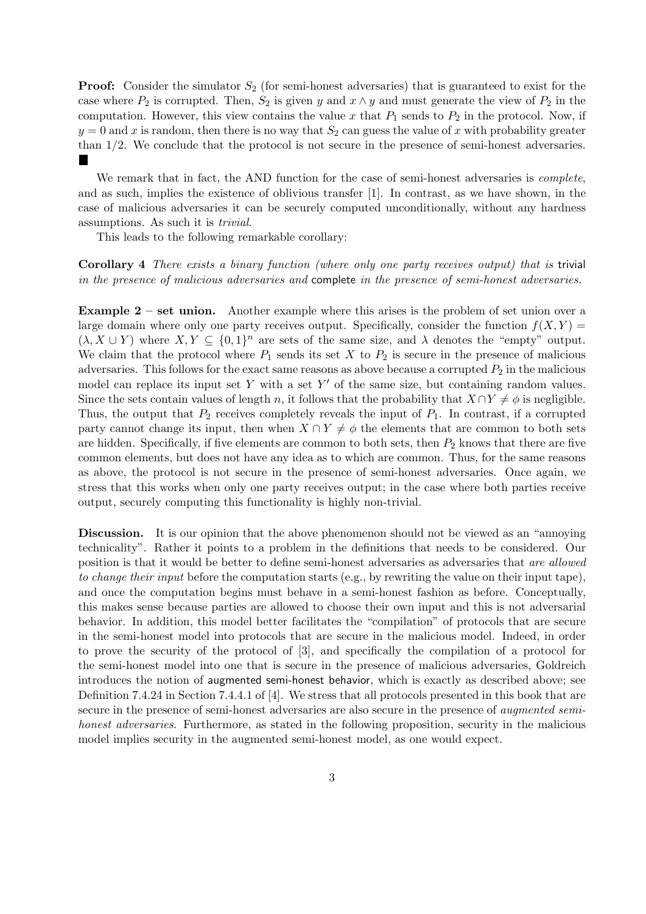**Proof:** Consider the simulator $S_2$ (for semi-honest adversaries) that is guaranteed to exist for the case where $P_2$ is corrupted. Then, $S_2$ is given $y$ and $x \wedge y$ and must generate the view of $P_2$ in the computation. However, this view contains the value $x$ that $P_1$ sends to $P_2$ in the protocol. Now, if $y = 0$ and $x$ is random, then there is no way that $S_2$ can guess the value of $x$ with probability greater than 1/2. We conclude that the protocol is not secure in the presence of semi-honest adversaries. ■

We remark that in fact, the AND function for the case of semi-honest adversaries is *complete*, and as such, implies the existence of oblivious transfer [1]. In contrast, as we have shown, in the case of malicious adversaries it can be securely computed unconditionally, without any hardness assumptions. As such it is *trivial*.

This leads to the following remarkable corollary:

**Corollary 4** *There exists a binary function (where only one party receives output) that is* trivial *in the presence of malicious adversaries and* complete *in the presence of semi-honest adversaries.*

**Example 2 – set union.** Another example where this arises is the problem of set union over a large domain where only one party receives output. Specifically, consider the function $f(X, Y) = (\lambda, X \cup Y)$ where $X, Y \subseteq \{0,1\}^n$ are sets of the same size, and $\lambda$ denotes the "empty" output. We claim that the protocol where $P_1$ sends its set $X$ to $P_2$ is secure in the presence of malicious adversaries. This follows for the exact same reasons as above because a corrupted $P_2$ in the malicious model can replace its input set $Y$ with a set $Y'$ of the same size, but containing random values. Since the sets contain values of length $n$, it follows that the probability that $X \cap Y \neq \phi$ is negligible. Thus, the output that $P_2$ receives completely reveals the input of $P_1$. In contrast, if a corrupted party cannot change its input, then when $X \cap Y \neq \phi$ the elements that are common to both sets are hidden. Specifically, if five elements are common to both sets, then $P_2$ knows that there are five common elements, but does not have any idea as to which are common. Thus, for the same reasons as above, the protocol is not secure in the presence of semi-honest adversaries. Once again, we stress that this works when only one party receives output; in the case where both parties receive output, securely computing this functionality is highly non-trivial.

**Discussion.** It is our opinion that the above phenomenon should not be viewed as an "annoying technicality". Rather it points to a problem in the definitions that needs to be considered. Our position is that it would be better to define semi-honest adversaries as adversaries that *are allowed to change their input* before the computation starts (e.g., by rewriting the value on their input tape), and once the computation begins must behave in a semi-honest fashion as before. Conceptually, this makes sense because parties are allowed to choose their own input and this is not adversarial behavior. In addition, this model better facilitates the "compilation" of protocols that are secure in the semi-honest model into protocols that are secure in the malicious model. Indeed, in order to prove the security of the protocol of [3], and specifically the compilation of a protocol for the semi-honest model into one that is secure in the presence of malicious adversaries, Goldreich introduces the notion of augmented semi-honest behavior, which is exactly as described above; see Definition 7.4.24 in Section 7.4.4.1 of [4]. We stress that all protocols presented in this book that are secure in the presence of semi-honest adversaries are also secure in the presence of *augmented semi-honest adversaries*. Furthermore, as stated in the following proposition, security in the malicious model implies security in the augmented semi-honest model, as one would expect.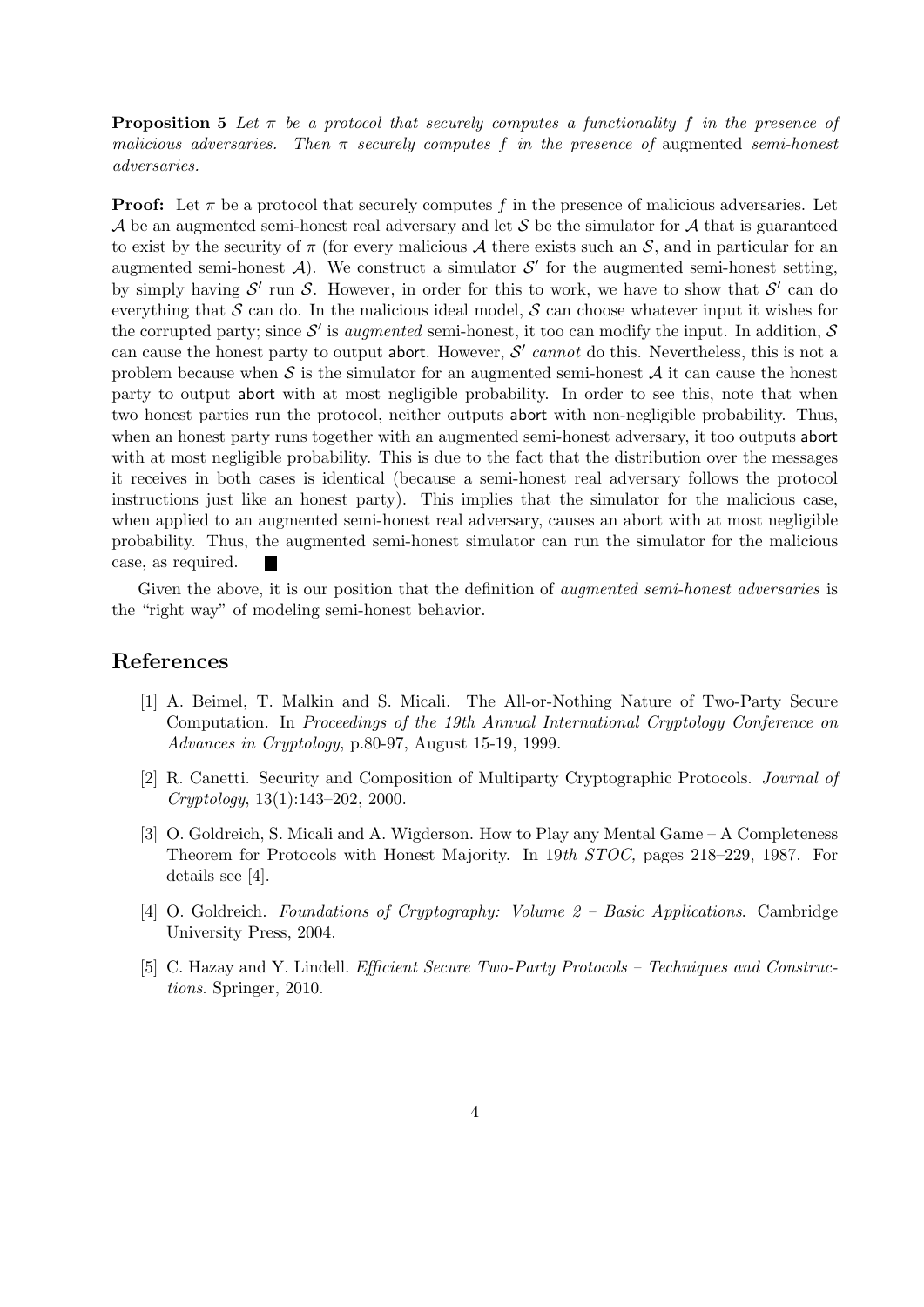**Proposition 5** *Let $\pi$ be a protocol that securely computes a functionality $f$ in the presence of malicious adversaries. Then $\pi$ securely computes $f$ in the presence of* augmented *semi-honest adversaries.*

**Proof:** Let $\pi$ be a protocol that securely computes $f$ in the presence of malicious adversaries. Let $\mathcal{A}$ be an augmented semi-honest real adversary and let $\mathcal{S}$ be the simulator for $\mathcal{A}$ that is guaranteed to exist by the security of $\pi$ (for every malicious $\mathcal{A}$ there exists such an $\mathcal{S}$, and in particular for an augmented semi-honest $\mathcal{A}$). We construct a simulator $\mathcal{S}'$ for the augmented semi-honest setting, by simply having $\mathcal{S}'$ run $\mathcal{S}$. However, in order for this to work, we have to show that $\mathcal{S}'$ can do everything that $\mathcal{S}$ can do. In the malicious ideal model, $\mathcal{S}$ can choose whatever input it wishes for the corrupted party; since $\mathcal{S}'$ is *augmented* semi-honest, it too can modify the input. In addition, $\mathcal{S}$ can cause the honest party to output abort. However, $\mathcal{S}'$ *cannot* do this. Nevertheless, this is not a problem because when $\mathcal{S}$ is the simulator for an augmented semi-honest $\mathcal{A}$ it can cause the honest party to output abort with at most negligible probability. In order to see this, note that when two honest parties run the protocol, neither outputs abort with non-negligible probability. Thus, when an honest party runs together with an augmented semi-honest adversary, it too outputs abort with at most negligible probability. This is due to the fact that the distribution over the messages it receives in both cases is identical (because a semi-honest real adversary follows the protocol instructions just like an honest party). This implies that the simulator for the malicious case, when applied to an augmented semi-honest real adversary, causes an abort with at most negligible probability. Thus, the augmented semi-honest simulator can run the simulator for the malicious case, as required. ■

Given the above, it is our position that the definition of *augmented semi-honest adversaries* is the "right way" of modeling semi-honest behavior.

## References

[1] A. Beimel, T. Malkin and S. Micali. The All-or-Nothing Nature of Two-Party Secure Computation. In *Proceedings of the 19th Annual International Cryptology Conference on Advances in Cryptology*, p.80-97, August 15-19, 1999.

[2] R. Canetti. Security and Composition of Multiparty Cryptographic Protocols. *Journal of Cryptology*, 13(1):143–202, 2000.

[3] O. Goldreich, S. Micali and A. Wigderson. How to Play any Mental Game – A Completeness Theorem for Protocols with Honest Majority. In 19*th STOC,* pages 218–229, 1987. For details see [4].

[4] O. Goldreich. *Foundations of Cryptography: Volume 2 – Basic Applications*. Cambridge University Press, 2004.

[5] C. Hazay and Y. Lindell. *Efficient Secure Two-Party Protocols – Techniques and Constructions*. Springer, 2010.